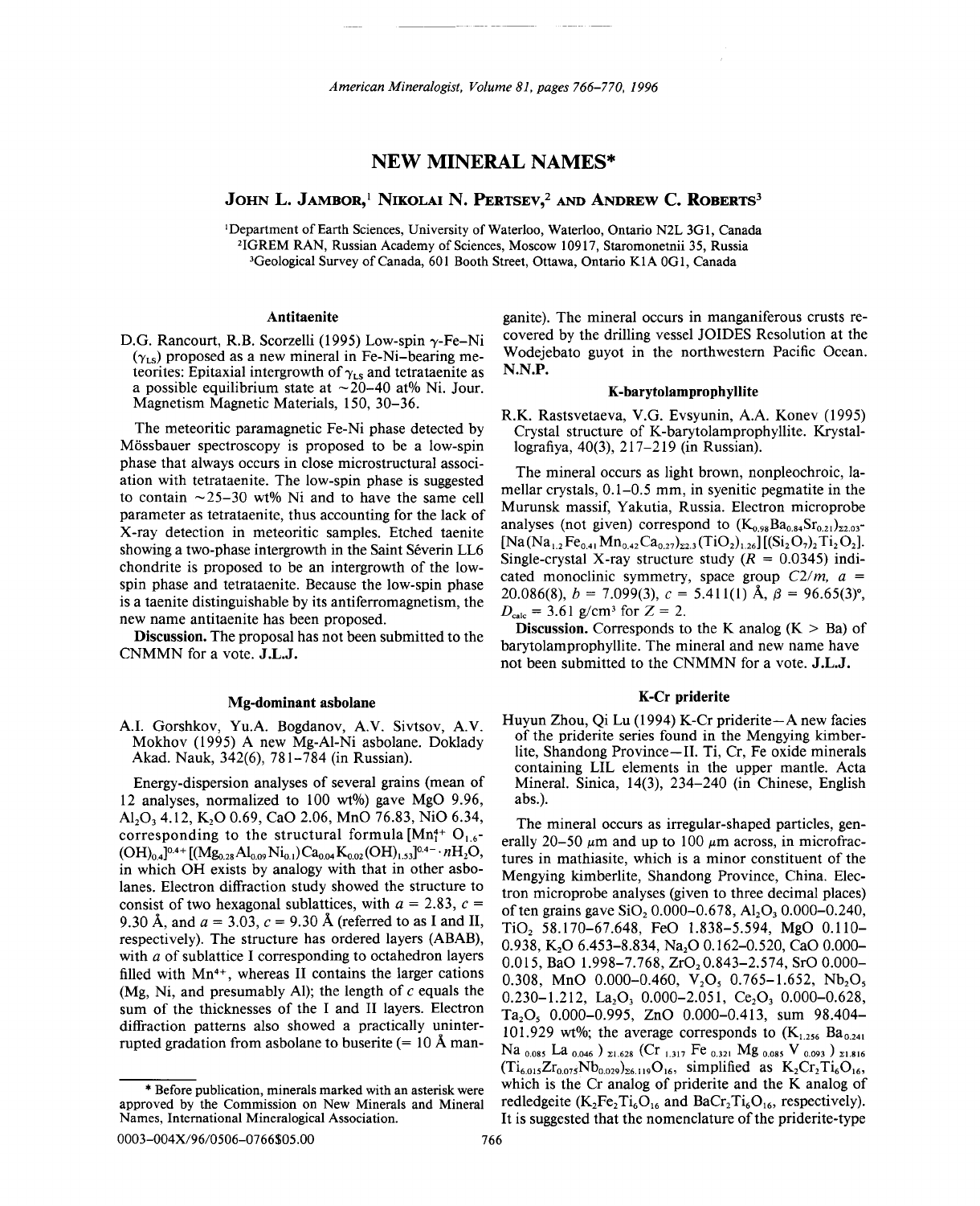# NEW MINERAL NAMES*

**JOHN L. JAMBOR,[1] NIKOLAI N. PERTSEV,[2] AND ANDREW C. ROBERTS[3]**

[1]Department of Earth Sciences, University of Waterloo, Waterloo, Ontario N2L 3G1, Canada
[2]IGREM RAN, Russian Academy of Sciences, Moscow 10917, Staromonetnii 35, Russia
[3]Geological Survey of Canada, 601 Booth Street, Ottawa, Ontario K1A 0G1, Canada

## Antitaenite

D.G. Rancourt, R.B. Scorzelli (1995) Low-spin $\gamma$-Fe-Ni ($\gamma_{LS}$) proposed as a new mineral in Fe-Ni-bearing meteorites: Epitaxial intergrowth of $\gamma_{LS}$ and tetrataenite as a possible equilibrium state at ~20–40 at% Ni. Jour. Magnetism Magnetic Materials, 150, 30–36.

The meteoritic paramagnetic Fe-Ni phase detected by Mössbauer spectroscopy is proposed to be a low-spin phase that always occurs in close microstructural association with tetrataenite. The low-spin phase is suggested to contain ~25–30 wt% Ni and to have the same cell parameter as tetrataenite, thus accounting for the lack of X-ray detection in meteoritic samples. Etched taenite showing a two-phase intergrowth in the Saint Séverin LL6 chondrite is proposed to be an intergrowth of the low-spin phase and tetrataenite. Because the low-spin phase is a taenite distinguishable by its antiferromagnetism, the new name antitaenite has been proposed.

**Discussion.** The proposal has not been submitted to the CNMMN for a vote. **J.L.J.**

## Mg-dominant asbolane

A.I. Gorshkov, Yu.A. Bogdanov, A.V. Sivtsov, A.V. Mokhov (1995) A new Mg-Al-Ni asbolane. Doklady Akad. Nauk, 342(6), 781–784 (in Russian).

Energy-dispersion analyses of several grains (mean of 12 analyses, normalized to 100 wt%) gave MgO 9.96, $Al_2O_3$ 4.12, $K_2O$ 0.69, CaO 2.06, MnO 76.83, NiO 6.34, corresponding to the structural formula $[Mn_1^{4+}O_{1.6}(OH)_{0.4}]^{0.4+}[(Mg_{0.28}Al_{0.09}Ni_{0.1})Ca_{0.04}K_{0.02}(OH)_{1.53}]^{0.4-}\cdot nH_2O$, in which OH exists by analogy with that in other asbolanes. Electron diffraction study showed the structure to consist of two hexagonal sublattices, with $a = 2.83$, $c = 9.30$ Å, and $a = 3.03$, $c = 9.30$ Å (referred to as I and II, respectively). The structure has ordered layers (ABAB), with $a$ of sublattice I corresponding to octahedron layers filled with $Mn^{4+}$, whereas II contains the larger cations (Mg, Ni, and presumably Al); the length of $c$ equals the sum of the thicknesses of the I and II layers. Electron diffraction patterns also showed a practically uninterrupted gradation from asbolane to buserite (= 10 Å manganite). The mineral occurs in manganiferous crusts recovered by the drilling vessel JOIDES Resolution at the Wodejebato guyot in the northwestern Pacific Ocean. **N.N.P.**

## K-barytolamprophyllite

R.K. Rastsvetaeva, V.G. Evsyunin, A.A. Konev (1995) Crystal structure of K-barytolamprophyllite. Krystallografiya, 40(3), 217–219 (in Russian).

The mineral occurs as light brown, nonpleochroic, lamellar crystals, 0.1–0.5 mm, in syenitic pegmatite in the Murunsk massif, Yakutia, Russia. Electron microprobe analyses (not given) correspond to $(K_{0.98}Ba_{0.84}Sr_{0.21})_{\Sigma 2.03}$-$[Na(Na_{1.2}Fe_{0.41}Mn_{0.42}Ca_{0.27})_{\Sigma 2.3}(TiO_2)_{1.26}][(Si_2O_7)_2Ti_2O_2]$. Single-crystal X-ray structure study ($R = 0.0345$) indicated monoclinic symmetry, space group $C2/m$, $a = 20.086(8)$, $b = 7.099(3)$, $c = 5.411(1)$ Å, $\beta = 96.65(3)°$, $D_{calc} = 3.61$ g/cm³ for $Z = 2$.

**Discussion.** Corresponds to the K analog (K > Ba) of barytolamprophyllite. The mineral and new name have not been submitted to the CNMMN for a vote. **J.L.J.**

## K-Cr priderite

Huyun Zhou, Qi Lu (1994) K-Cr priderite—A new facies of the priderite series found in the Mengying kimberlite, Shandong Province—II. Ti, Cr, Fe oxide minerals containing LIL elements in the upper mantle. Acta Mineral. Sinica, 14(3), 234–240 (in Chinese, English abs.).

The mineral occurs as irregular-shaped particles, generally 20–50 μm and up to 100 μm across, in microfractures in mathiasite, which is a minor constituent of the Mengying kimberlite, Shandong Province, China. Electron microprobe analyses (given to three decimal places) of ten grains gave $SiO_2$ 0.000–0.678, $Al_2O_3$ 0.000–0.240, $TiO_2$ 58.170–67.648, FeO 1.838–5.594, MgO 0.110–0.938, $K_2O$ 6.453–8.834, $Na_2O$ 0.162–0.520, CaO 0.000–0.015, BaO 1.998–7.768, $ZrO_2$ 0.843–2.574, SrO 0.000–0.308, MnO 0.000–0.460, $V_2O_5$ 0.765–1.652, $Nb_2O_5$ 0.230–1.212, $La_2O_3$ 0.000–2.051, $Ce_2O_3$ 0.000–0.628, $Ta_2O_5$ 0.000–0.995, ZnO 0.000–0.413, sum 98.404–101.929 wt%; the average corresponds to $(K_{1.256}Ba_{0.241}Na_{0.085}La_{0.046})_{\Sigma 1.628}(Cr_{1.317}Fe_{0.321}Mg_{0.085}V_{0.093})_{\Sigma 1.816}(Ti_{6.015}Zr_{0.075}Nb_{0.029})_{\Sigma 6.119}O_{16}$, simplified as $K_2Cr_2Ti_6O_{16}$, which is the Cr analog of priderite and the K analog of redledgeite ($K_2Fe_2Ti_6O_{16}$ and $BaCr_2Ti_6O_{16}$, respectively). It is suggested that the nomenclature of the priderite-type

\* Before publication, minerals marked with an asterisk were approved by the Commission on New Minerals and Mineral Names, International Mineralogical Association.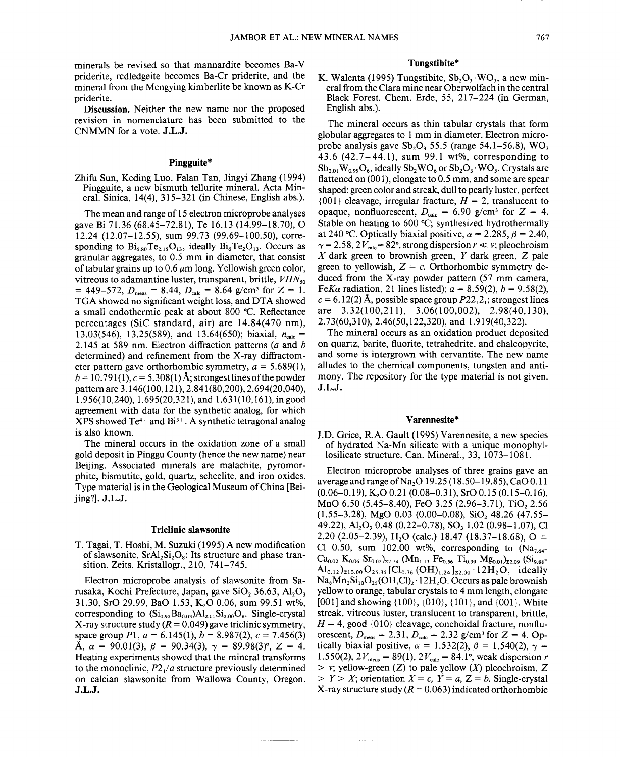minerals be revised so that mannardite becomes Ba-V priderite, redledgeite becomes Ba-Cr priderite, and the mineral from the Mengying kimberlite be known as K-Cr priderite.

**Discussion.** Neither the new name nor the proposed revision in nomenclature has been submitted to the CNMMN for a vote. **J.L.J.**

## Pingguite*

Zhifu Sun, Keding Luo, Falan Tan, Jingyi Zhang (1994) Pingguite, a new bismuth tellurite mineral. Acta Mineral. Sinica, 14(4), 315–321 (in Chinese, English abs.).

The mean and range of 15 electron microprobe analyses gave Bi 71.36 (68.45–72.81), Te 16.13 (14.99–18.70), O 12.24 (12.07–12.55), sum 99.73 (99.69–100.50), corresponding to $Bi_{5.80}Te_{2.15}O_{13}$, ideally $Bi_6Te_2O_{13}$. Occurs as granular aggregates, to 0.5 mm in diameter, that consist of tabular grains up to 0.6 μm long. Yellowish green color, vitreous to adamantine luster, transparent, brittle, $VHN_{50}$ = 449–572, $D_{meas}$ = 8.44, $D_{calc}$ = 8.64 g/cm³ for $Z$ = 1. TGA showed no significant weight loss, and DTA showed a small endothermic peak at about 800 °C. Reflectance percentages (SiC standard, air) are 14.84(470 nm), 13.03(546), 13.25(589), and 13.64(650); biaxial, $n_{calc}$ = 2.145 at 589 nm. Electron diffraction patterns (*a* and *b* determined) and refinement from the X-ray diffractometer pattern gave orthorhombic symmetry, *a* = 5.689(1), *b* = 10.791(1), *c* = 5.308(1) Å; strongest lines of the powder pattern are 3.146(100,121), 2.841(80,200), 2.694(20,040), 1.956(10,240), 1.695(20,321), and 1.631(10,161), in good agreement with data for the synthetic analog, for which XPS showed $Te^{4+}$ and $Bi^{3+}$. A synthetic tetragonal analog is also known.

The mineral occurs in the oxidation zone of a small gold deposit in Pinggu County (hence the new name) near Beijing. Associated minerals are malachite, pyromorphite, bismutite, gold, quartz, scheelite, and iron oxides. Type material is in the Geological Museum of China [Beijing?]. **J.L.J.**

## Triclinic slawsonite

T. Tagai, T. Hoshi, M. Suzuki (1995) A new modification of slawsonite, $SrAl_2Si_2O_8$: Its structure and phase transition. Zeits. Kristallogr., 210, 741–745.

Electron microprobe analysis of slawsonite from Sarusaka, Kochi Prefecture, Japan, gave $SiO_2$ 36.63, $Al_2O_3$ 31.30, SrO 29.99, BaO 1.53, $K_2O$ 0.06, sum 99.51 wt%, corresponding to $(Si_{0.95}Ba_{0.03})Al_{2.01}Si_{2.00}O_8$. Single-crystal X-ray structure study (*R* = 0.049) gave triclinic symmetry, space group $P\bar{1}$, *a* = 6.145(1), *b* = 8.987(2), *c* = 7.456(3) Å, α = 90.01(3), β = 90.34(3), γ = 89.98(3)°, *Z* = 4. Heating experiments showed that the mineral transforms to the monoclinic, $P2_1/a$ structure previously determined on calcian slawsonite from Wallowa County, Oregon. **J.L.J.**

## Tungstibite*

K. Walenta (1995) Tungstibite, $Sb_2O_3 \cdot WO_3$, a new mineral from the Clara mine near Oberwolfach in the central Black Forest. Chem. Erde, 55, 217–224 (in German, English abs.).

The mineral occurs as thin tabular crystals that form globular aggregates to 1 mm in diameter. Electron microprobe analysis gave $Sb_2O_3$ 55.5 (range 54.1–56.8), $WO_3$ 43.6 (42.7–44.1), sum 99.1 wt%, corresponding to $Sb_{2.01}W_{0.99}O_6$, ideally $Sb_2WO_6$ or $Sb_2O_3 \cdot WO_3$. Crystals are flattened on (001), elongate to 0.5 mm, and some are spear shaped; green color and streak, dull to pearly luster, perfect {001} cleavage, irregular fracture, *H* = 2, translucent to opaque, nonfluorescent, $D_{calc}$ = 6.90 g/cm³ for *Z* = 4. Stable on heating to 600 °C; synthesized hydrothermally at 240 °C. Optically biaxial positive, α = 2.285, β = 2.40, γ = 2.58, $2V_{calc}$ = 82°, strong dispersion $r \ll v$; pleochroism *X* dark green to brownish green, *Y* dark green, *Z* pale green to yellowish, *Z* = *c*. Orthorhombic symmetry deduced from the X-ray powder pattern (57 mm camera, FeKα radiation, 21 lines listed); *a* = 8.59(2), *b* = 9.58(2), *c* = 6.12(2) Å, possible space group $P22_12_1$; strongest lines are 3.32(100,211), 3.06(100,002), 2.98(40,130), 2.73(60,310), 2.46(50,122,320), and 1.919(40,322).

The mineral occurs as an oxidation product deposited on quartz, barite, fluorite, tetrahedrite, and chalcopyrite, and some is intergrown with cervantite. The new name alludes to the chemical components, tungsten and antimony. The repository for the type material is not given. **J.L.J.**

## Varennesite*

J.D. Grice, R.A. Gault (1995) Varennesite, a new species of hydrated Na-Mn silicate with a unique monophyllosilicate structure. Can. Mineral., 33, 1073–1081.

Electron microprobe analyses of three grains gave an average and range of $Na_2O$ 19.25 (18.50–19.85), CaO 0.11 (0.06–0.19), $K_2O$ 0.21 (0.08–0.31), SrO 0.15 (0.15–0.16), MnO 6.50 (5.45–8.40), FeO 3.25 (2.96–3.71), $TiO_2$ 2.56 (1.55–3.28), MgO 0.03 (0.00–0.08), $SiO_2$ 48.26 (47.55–49.22), $Al_2O_3$ 0.48 (0.22–0.78), $SO_3$ 1.02 (0.98–1.07), Cl 2.20 (2.05–2.39), $H_2O$ (calc.) 18.47 (18.37–18.68), O ≡ Cl 0.50, sum 102.00 wt%, corresponding to $(Na_{7.64}Ca_{0.02}K_{0.06}Sr_{0.02})_{\Sigma 7.74}(Mn_{1.13}Fe_{0.56}Ti_{0.39}Mg_{0.01})_{\Sigma 2.09}(Si_{9.88}Al_{0.12})_{\Sigma 10.00}O_{25.35}[Cl_{0.76}(OH)_{1.24}]_{\Sigma 2.00} \cdot 12H_2O$, ideally $Na_8Mn_2Si_{10}O_{25}(OH,Cl)_2 \cdot 12H_2O$. Occurs as pale brownish yellow to orange, tabular crystals to 4 mm length, elongate [001] and showing {100}, {010}, {101}, and {001}. White streak, vitreous luster, translucent to transparent, brittle, *H* = 4, good {010} cleavage, conchoidal fracture, nonfluorescent, $D_{meas}$ = 2.31, $D_{calc}$ = 2.32 g/cm³ for *Z* = 4. Optically biaxial positive, α = 1.532(2), β = 1.540(2), γ = 1.550(2), $2V_{meas}$ = 89(1), $2V_{calc}$ = 84.1°, weak dispersion $r > v$; yellow-green (*Z*) to pale yellow (*X*) pleochroism, *Z* > *Y* > *X*; orientation *X* = *c*, *Y* = *a*, *Z* = *b*. Single-crystal X-ray structure study (*R* = 0.063) indicated orthorhombic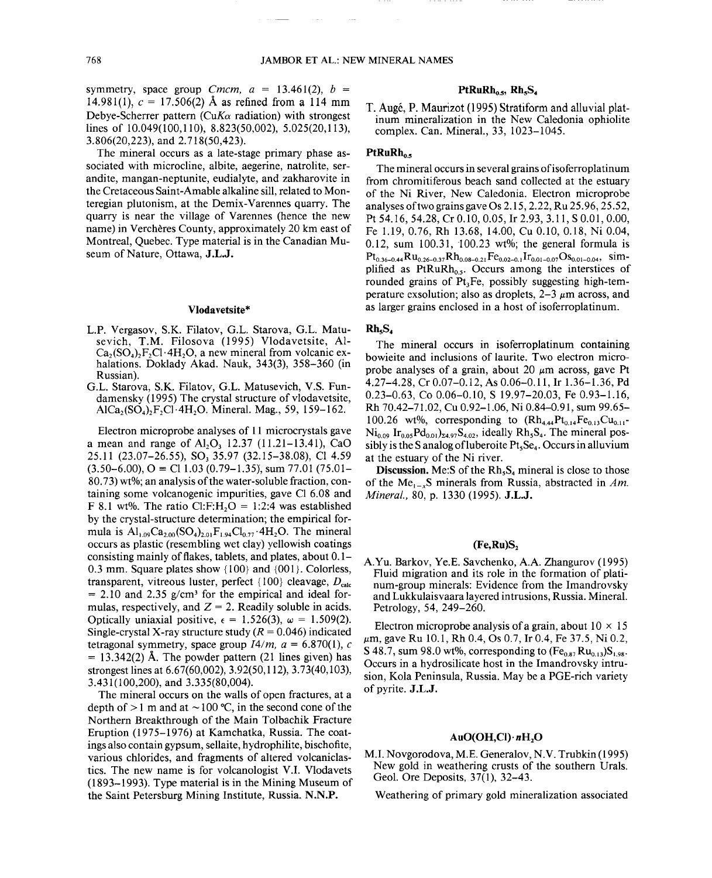symmetry, space group *Cmcm*, $a = 13.461(2)$, $b = 14.981(1)$, $c = 17.506(2)$ Å as refined from a 114 mm Debye-Scherrer pattern ($CuK\alpha$ radiation) with strongest lines of 10.049(100,110), 8.823(50,002), 5.025(20,113), 3.806(20,223), and 2.718(50,423).

The mineral occurs as a late-stage primary phase associated with microcline, albite, aegerine, natrolite, serandite, mangan-neptunite, eudialyte, and zakharovite in the Cretaceous Saint-Amable alkaline sill, related to Monteregian plutonism, at the Demix-Varennes quarry. The quarry is near the village of Varennes (hence the new name) in Verchères County, approximately 20 km east of Montreal, Quebec. Type material is in the Canadian Museum of Nature, Ottawa, **J.L.J.**

### Vlodavetsite*

L.P. Vergasov, S.K. Filatov, G.L. Starova, G.L. Matusevich, T.M. Filosova (1995) Vlodavetsite, $AlCa_2(SO_4)_2F_2Cl \cdot 4H_2O$, a new mineral from volcanic exhalations. Doklady Akad. Nauk, 343(3), 358–360 (in Russian).

G.L. Starova, S.K. Filatov, G.L. Matusevich, V.S. Fundamensky (1995) The crystal structure of vlodavetsite, $AlCa_2(SO_4)_2F_2Cl \cdot 4H_2O$. Mineral. Mag., 59, 159–162.

Electron microprobe analyses of 11 microcrystals gave a mean and range of $Al_2O_3$ 12.37 (11.21–13.41), CaO 25.11 (23.07–26.55), $SO_3$ 35.97 (32.15–38.08), Cl 4.59 (3.50–6.00), O ≡ Cl 1.03 (0.79–1.35), sum 77.01 (75.01–80.73) wt%; an analysis of the water-soluble fraction, containing some volcanogenic impurities, gave Cl 6.08 and F 8.1 wt%. The ratio Cl:F:$H_2O$ = 1:2:4 was established by the crystal-structure determination; the empirical formula is $Al_{1.09}Ca_{2.00}(SO_4)_{2.01}F_{1.94}Cl_{0.77} \cdot 4H_2O$. The mineral occurs as plastic (resembling wet clay) yellowish coatings consisting mainly of flakes, tablets, and plates, about 0.1–0.3 mm. Square plates show {100} and {001}. Colorless, transparent, vitreous luster, perfect {100} cleavage, $D_{calc} = 2.10$ and 2.35 g/cm³ for the empirical and ideal formulas, respectively, and $Z = 2$. Readily soluble in acids. Optically uniaxial positive, $\epsilon = 1.526(3)$, $\omega = 1.509(2)$. Single-crystal X-ray structure study ($R = 0.046$) indicated tetragonal symmetry, space group *I4/m*, $a = 6.870(1)$, $c = 13.342(2)$ Å. The powder pattern (21 lines given) has strongest lines at 6.67(60,002), 3.92(50,112), 3.73(40,103), 3.431(100,200), and 3.335(80,004).

The mineral occurs on the walls of open fractures, at a depth of >1 m and at ~100 °C, in the second cone of the Northern Breakthrough of the Main Tolbachik Fracture Eruption (1975–1976) at Kamchatka, Russia. The coatings also contain gypsum, sellaite, hydrophilite, bischofite, various chlorides, and fragments of altered volcaniclastics. The new name is for volcanologist V.I. Vlodavets (1893–1993). Type material is in the Mining Museum of the Saint Petersburg Mining Institute, Russia. **N.N.P.**

### $PtRuRh_{0.5}$, $Rh_5S_4$

T. Augé, P. Maurizot (1995) Stratiform and alluvial platinum mineralization in the New Caledonia ophiolite complex. Can. Mineral., 33, 1023–1045.

#### $PtRuRh_{0.5}$

The mineral occurs in several grains of isoferroplatinum from chromitiferous beach sand collected at the estuary of the Ni River, New Caledonia. Electron microprobe analyses of two grains gave Os 2.15, 2.22, Ru 25.96, 25.52, Pt 54.16, 54.28, Cr 0.10, 0.05, Ir 2.93, 3.11, S 0.01, 0.00, Fe 1.19, 0.76, Rh 13.68, 14.00, Cu 0.10, 0.18, Ni 0.04, 0.12, sum 100.31, 100.23 wt%; the general formula is $Pt_{0.36-0.44}Ru_{0.26-0.37}Rh_{0.08-0.21}Fe_{0.02-0.1}Ir_{0.01-0.07}Os_{0.01-0.04}$, simplified as $PtRuRh_{0.5}$. Occurs among the interstices of rounded grains of $Pt_3Fe$, possibly suggesting high-temperature exsolution; also as droplets, 2–3 μm across, and as larger grains enclosed in a host of isoferroplatinum.

#### $Rh_5S_4$

The mineral occurs in isoferroplatinum containing bowieite and inclusions of laurite. Two electron microprobe analyses of a grain, about 20 μm across, gave Pt 4.27–4.28, Cr 0.07–0.12, As 0.06–0.11, Ir 1.36–1.36, Pd 0.23–0.63, Co 0.06–0.10, S 19.97–20.03, Fe 0.93–1.16, Rh 70.42–71.02, Cu 0.92–1.06, Ni 0.84–0.91, sum 99.65–100.26 wt%, corresponding to $(Rh_{4.44}Pt_{0.14}Fe_{0.13}Cu_{0.11}Ni_{0.09}Ir_{0.05}Pd_{0.01})_{\Sigma 4.97}S_{4.02}$, ideally $Rh_5S_4$. The mineral possibly is the S analog of luberoite $Pt_5Se_4$. Occurs in alluvium at the estuary of the Ni river.

**Discussion.** Me:S of the $Rh_5S_4$ mineral is close to those of the $Me_{1-x}S$ minerals from Russia, abstracted in *Am. Mineral.*, 80, p. 1330 (1995). **J.L.J.**

### $(Fe,Ru)S_2$

A.Yu. Barkov, Ye.E. Savchenko, A.A. Zhangurov (1995) Fluid migration and its role in the formation of platinum-group minerals: Evidence from the Imandrovsky and Lukkulaisvaara layered intrusions, Russia. Mineral. Petrology, 54, 249–260.

Electron microprobe analysis of a grain, about 10 × 15 μm, gave Ru 10.1, Rh 0.4, Os 0.7, Ir 0.4, Fe 37.5, Ni 0.2, S 48.7, sum 98.0 wt%, corresponding to $(Fe_{0.87}Ru_{0.13})S_{1.98}$. Occurs in a hydrosilicate host in the Imandrovsky intrusion, Kola Peninsula, Russia. May be a PGE-rich variety of pyrite. **J.L.J.**

### $AuO(OH,Cl) \cdot nH_2O$

M.I. Novgorodova, M.E. Generalov, N.V. Trubkin (1995) New gold in weathering crusts of the southern Urals. Geol. Ore Deposits, 37(1), 32–43.

Weathering of primary gold mineralization associated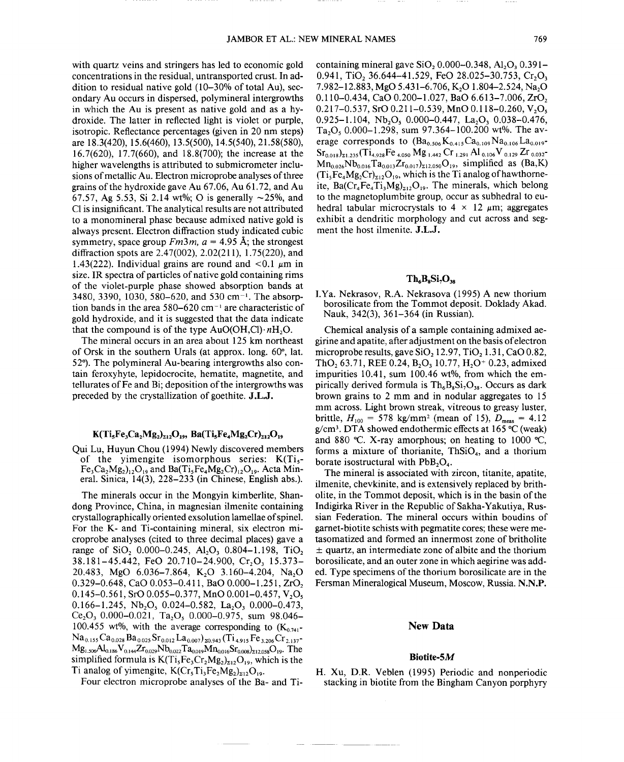with quartz veins and stringers has led to economic gold concentrations in the residual, untransported crust. In addition to residual native gold (10–30% of total Au), secondary Au occurs in dispersed, polymineral intergrowths in which the Au is present as native gold and as a hydroxide. The latter in reflected light is violet or purple, isotropic. Reflectance percentages (given in 20 nm steps) are 18.3(420), 15.6(460), 13.5(500), 14.5(540), 21.58(580), 16.7(620), 17.7(660), and 18.8(700); the increase at the higher wavelengths is attributed to submicrometer inclusions of metallic Au. Electron microprobe analyses of three grains of the hydroxide gave Au 67.06, Au 61.72, and Au 67.57, Ag 5.53, Si 2.14 wt%; O is generally ~25%, and Cl is insignificant. The analytical results are not attributed to a monomineral phase because admixed native gold is always present. Electron diffraction study indicated cubic symmetry, space group *Fm*3*m*, $a$ = 4.95 Å; the strongest diffraction spots are 2.47(002), 2.02(211), 1.75(220), and 1.43(222). Individual grains are round and <0.1 μm in size. IR spectra of particles of native gold containing rims of the violet-purple phase showed absorption bands at 3480, 3390, 1030, 580–620, and 530 cm$^{-1}$. The absorption bands in the area 580–620 cm$^{-1}$ are characteristic of gold hydroxide, and it is suggested that the data indicate that the compound is of the type $AuO(OH,Cl)\cdot nH_2O$.

The mineral occurs in an area about 125 km northeast of Orsk in the southern Urals (at approx. long. 60°, lat. 52°). The polymineral Au-bearing intergrowths also contain feroxyhyte, lepidocrocite, hematite, magnetite, and tellurates of Fe and Bi; deposition of the intergrowths was preceded by the crystallization of goethite. **J.L.J.**

## $K(Ti_5Fe_3Ca_2Mg_2)_{\Sigma 12}O_{19}$, $Ba(Ti_5Fe_4Mg_2Cr)_{\Sigma 12}O_{19}$

Qui Lu, Huyun Chou (1994) Newly discovered members of the yimengite isomorphous series: $K(Ti_5Fe_3Ca_2Mg_2)_{12}O_{19}$ and $Ba(Ti_5Fe_4Mg_2Cr)_{12}O_{19}$. Acta Mineral. Sinica, 14(3), 228–233 (in Chinese, English abs.).

The minerals occur in the Mongyin kimberlite, Shandong Province, China, in magnesian ilmenite containing crystallographically oriented exsolution lamellae of spinel. For the K- and Ti-containing mineral, six electron microprobe analyses (cited to three decimal places) gave a range of $SiO_2$ 0.000–0.245, $Al_2O_3$ 0.804–1.198, $TiO_2$ 38.181–45.442, FeO 20.710–24.900, $Cr_2O_3$ 15.373–20.483, MgO 6.036–7.864, $K_2O$ 3.160–4.204, $Na_2O$ 0.329–0.648, CaO 0.053–0.411, BaO 0.000–1.251, $ZrO_2$ 0.145–0.561, SrO 0.055–0.377, MnO 0.001–0.457, $V_2O_5$ 0.166–1.245, $Nb_2O_5$ 0.024–0.582, $La_2O_3$ 0.000–0.473, $Ce_2O_3$ 0.000–0.021, $Ta_2O_5$ 0.000–0.975, sum 98.046–100.455 wt%, with the average corresponding to $(K_{0.741}Na_{0.155}Ca_{0.028}Ba_{0.025}Sr_{0.012}La_{0.007})_{\Sigma 0.943}(Ti_{4.915}Fe_{3.206}Cr_{2.137}Mg_{1.506}Al_{0.186}V_{0.144}Zr_{0.029}Nb_{0.022}Ta_{0.019}Mn_{0.016}Sr_{0.008})_{\Sigma 12.058}O_{19}$. The simplified formula is $K(Ti_5Fe_3Cr_2Mg_2)_{\Sigma 12}O_{19}$, which is the Ti analog of yimengite, $K(Cr_5Ti_3Fe_2Mg_2)_{\Sigma 12}O_{19}$.

Four electron microprobe analyses of the Ba- and Ti-containing mineral gave $SiO_2$ 0.000–0.348, $Al_2O_3$ 0.391–0.941, $TiO_2$ 36.644–41.529, FeO 28.025–30.753, $Cr_2O_3$ 7.982–12.883, MgO 5.431–6.706, $K_2O$ 1.804–2.524, $Na_2O$ 0.110–0.434, CaO 0.200–1.027, BaO 6.613–7.006, $ZrO_2$ 0.217–0.537, SrO 0.211–0.539, MnO 0.118–0.260, $V_2O_5$ 0.925–1.104, $Nb_2O_5$ 0.000–0.447, $La_2O_3$ 0.038–0.476, $Ta_2O_5$ 0.000–1.298, sum 97.364–100.200 wt%. The average corresponds to $(Ba_{0.506}K_{0.415}Ca_{0.109}Na_{0.106}La_{0.019}Sr_{0.018})_{\Sigma 1.235}(Ti_{4.928}Fe_{4.050}Mg_{1.442}Cr_{1.291}Al_{0.106}V_{0.129}Zr_{0.032}Mn_{0.026}Nb_{0.016}Ta_{0.013}Zr_{0.017})_{\Sigma 12.050}O_{19}$, simplified as $(Ba,K)(Ti_5Fe_4Mg_2Cr)_{\Sigma 12}O_{19}$, which is the Ti analog of hawthorneite, $Ba(Cr_4Fe_4Ti_3Mg)_{\Sigma 12}O_{19}$. The minerals, which belong to the magnetoplumbite group, occur as subhedral to euhedral tabular microcrystals to 4 × 12 μm; aggregates exhibit a dendritic morphology and cut across and segment the host ilmenite. **J.L.J.**

## $Th_6B_8Si_7O_{38}$

I.Ya. Nekrasov, R.A. Nekrasova (1995) A new thorium borosilicate from the Tommot deposit. Doklady Akad. Nauk, 342(3), 361–364 (in Russian).

Chemical analysis of a sample containing admixed aegirine and apatite, after adjustment on the basis of electron microprobe results, gave $SiO_2$ 12.97, $TiO_2$ 1.31, CaO 0.82, $ThO_2$ 63.71, REE 0.24, $B_2O_3$ 10.77, $H_2O^+$ 0.23, admixed impurities 10.41, sum 100.46 wt%, from which the empirically derived formula is $Th_6B_8Si_7O_{38}$. Occurs as dark brown grains to 2 mm and in nodular aggregates to 15 mm across. Light brown streak, vitreous to greasy luster, brittle, $H_{100}$ = 578 kg/mm$^2$ (mean of 15), $D_{meas}$ = 4.12 g/cm$^3$. DTA showed endothermic effects at 165 °C (weak) and 880 °C. X-ray amorphous; on heating to 1000 °C, forms a mixture of thorianite, $ThSiO_4$, and a thorium borate isostructural with $PbB_2O_4$.

The mineral is associated with zircon, titanite, apatite, ilmenite, chevkinite, and is extensively replaced by britholite, in the Tommot deposit, which is in the basin of the Indigirka River in the Republic of Sakha-Yakutiya, Russian Federation. The mineral occurs within boudins of garnet-biotite schists with pegmatite cores; these were metasomatized and formed an innermost zone of britholite ± quartz, an intermediate zone of albite and the thorium borosilicate, and an outer zone in which aegirine was added. Type specimens of the thorium borosilicate are in the Fersman Mineralogical Museum, Moscow, Russia. **N.N.P.**

# New Data

## Biotite-5*M*

H. Xu, D.R. Veblen (1995) Periodic and nonperiodic stacking in biotite from the Bingham Canyon porphyry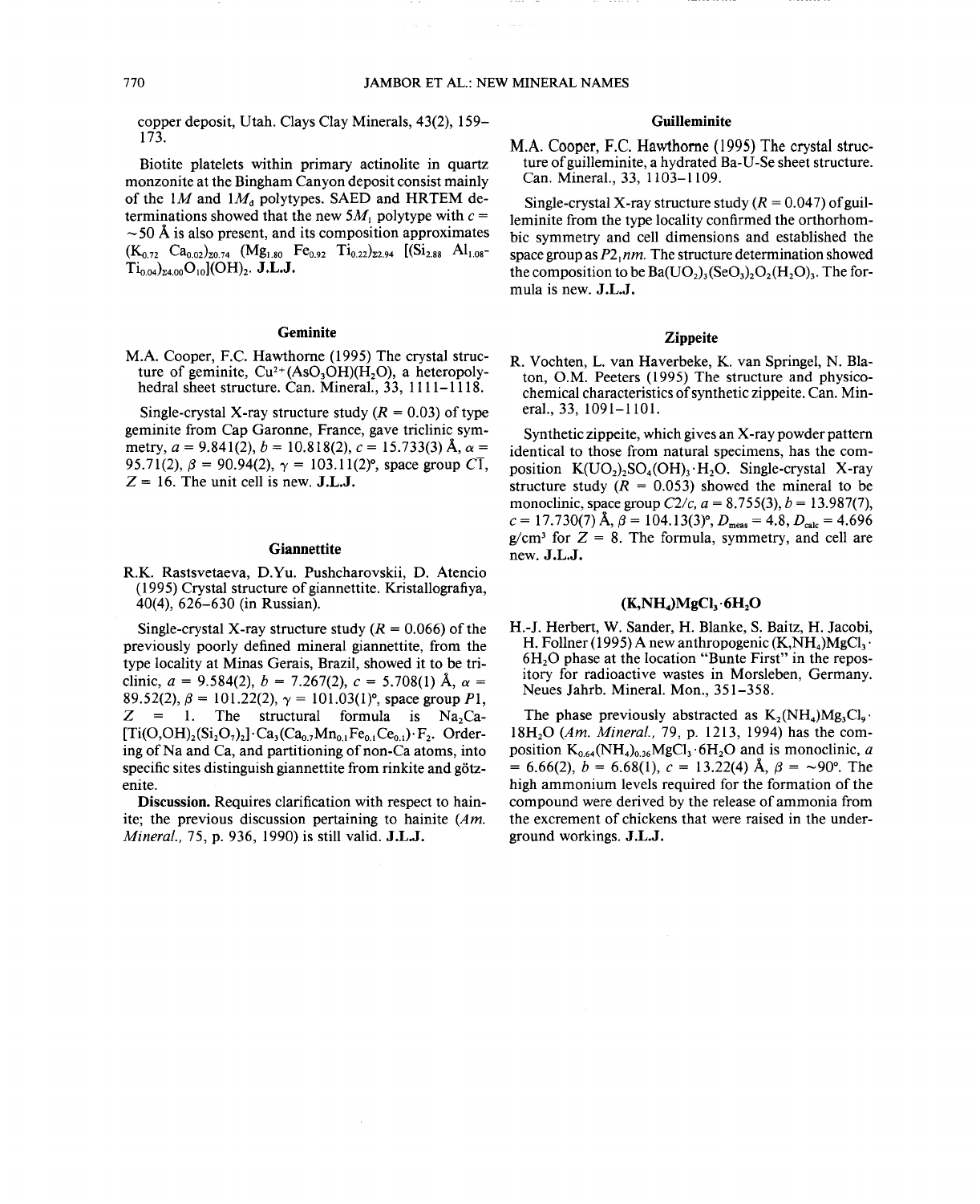copper deposit, Utah. Clays Clay Minerals, 43(2), 159–173.

Biotite platelets within primary actinolite in quartz monzonite at the Bingham Canyon deposit consist mainly of the $1M$ and $1M_d$ polytypes. SAED and HRTEM determinations showed that the new $5M_1$ polytype with $c = \sim 50$ Å is also present, and its composition approximates $(K_{0.72}\ Ca_{0.02})_{\Sigma 0.74}\ (Mg_{1.80}\ Fe_{0.92}\ Ti_{0.22})_{\Sigma 2.94}\ [(Si_{2.88}\ Al_{1.08}Ti_{0.04})_{\Sigma 4.00}O_{10}](OH)_2$. **J.L.J.**

## Geminite

M.A. Cooper, F.C. Hawthorne (1995) The crystal structure of geminite, $Cu^{2+}(AsO_3OH)(H_2O)$, a heteropolyhedral sheet structure. Can. Mineral., 33, 1111–1118.

Single-crystal X-ray structure study ($R = 0.03$) of type geminite from Cap Garonne, France, gave triclinic symmetry, $a = 9.841(2)$, $b = 10.818(2)$, $c = 15.733(3)$ Å, $\alpha = 95.71(2)$, $\beta = 90.94(2)$, $\gamma = 103.11(2)°$, space group $C\bar{1}$, $Z = 16$. The unit cell is new. **J.L.J.**

## Giannettite

R.K. Rastsvetaeva, D.Yu. Pushcharovskii, D. Atencio (1995) Crystal structure of giannettite. Kristallografiya, 40(4), 626–630 (in Russian).

Single-crystal X-ray structure study ($R = 0.066$) of the previously poorly defined mineral giannettite, from the type locality at Minas Gerais, Brazil, showed it to be triclinic, $a = 9.584(2)$, $b = 7.267(2)$, $c = 5.708(1)$ Å, $\alpha = 89.52(2)$, $\beta = 101.22(2)$, $\gamma = 101.03(1)°$, space group $P1$, $Z = 1$. The structural formula is $Na_2Ca[Ti(O,OH)_2(Si_2O_7)_2]\cdot Ca_3(Ca_{0.7}Mn_{0.1}Fe_{0.1}Ce_{0.1})\cdot F_2$. Ordering of Na and Ca, and partitioning of non-Ca atoms, into specific sites distinguish giannettite from rinkite and götzenite.

**Discussion.** Requires clarification with respect to hainite; the previous discussion pertaining to hainite (*Am. Mineral.*, 75, p. 936, 1990) is still valid. **J.L.J.**

## Guilleminite

M.A. Cooper, F.C. Hawthorne (1995) The crystal structure of guilleminite, a hydrated Ba-U-Se sheet structure. Can. Mineral., 33, 1103–1109.

Single-crystal X-ray structure study ($R = 0.047$) of guilleminite from the type locality confirmed the orthorhombic symmetry and cell dimensions and established the space group as $P2_1nm$. The structure determination showed the composition to be $Ba(UO_2)_3(SeO_3)_2O_2(H_2O)_3$. The formula is new. **J.L.J.**

## Zippeite

R. Vochten, L. van Haverbeke, K. van Springel, N. Blaton, O.M. Peeters (1995) The structure and physicochemical characteristics of synthetic zippeite. Can. Mineral., 33, 1091–1101.

Synthetic zippeite, which gives an X-ray powder pattern identical to those from natural specimens, has the composition $K(UO_2)_2SO_4(OH)_3\cdot H_2O$. Single-crystal X-ray structure study ($R = 0.053$) showed the mineral to be monoclinic, space group $C2/c$, $a = 8.755(3)$, $b = 13.987(7)$, $c = 17.730(7)$ Å, $\beta = 104.13(3)°$, $D_{meas} = 4.8$, $D_{calc} = 4.696$ g/cm³ for $Z = 8$. The formula, symmetry, and cell are new. **J.L.J.**

## $(K,NH_4)MgCl_3\cdot 6H_2O$

H.-J. Herbert, W. Sander, H. Blanke, S. Baitz, H. Jacobi, H. Follner (1995) A new anthropogenic $(K,NH_4)MgCl_3\cdot 6H_2O$ phase at the location "Bunte First" in the repository for radioactive wastes in Morsleben, Germany. Neues Jahrb. Mineral. Mon., 351–358.

The phase previously abstracted as $K_2(NH_4)Mg_3Cl_9\cdot 18H_2O$ (*Am. Mineral.*, 79, p. 1213, 1994) has the composition $K_{0.64}(NH_4)_{0.36}MgCl_3\cdot 6H_2O$ and is monoclinic, $a = 6.66(2)$, $b = 6.68(1)$, $c = 13.22(4)$ Å, $\beta = \sim 90°$. The high ammonium levels required for the formation of the compound were derived by the release of ammonia from the excrement of chickens that were raised in the underground workings. **J.L.J.**